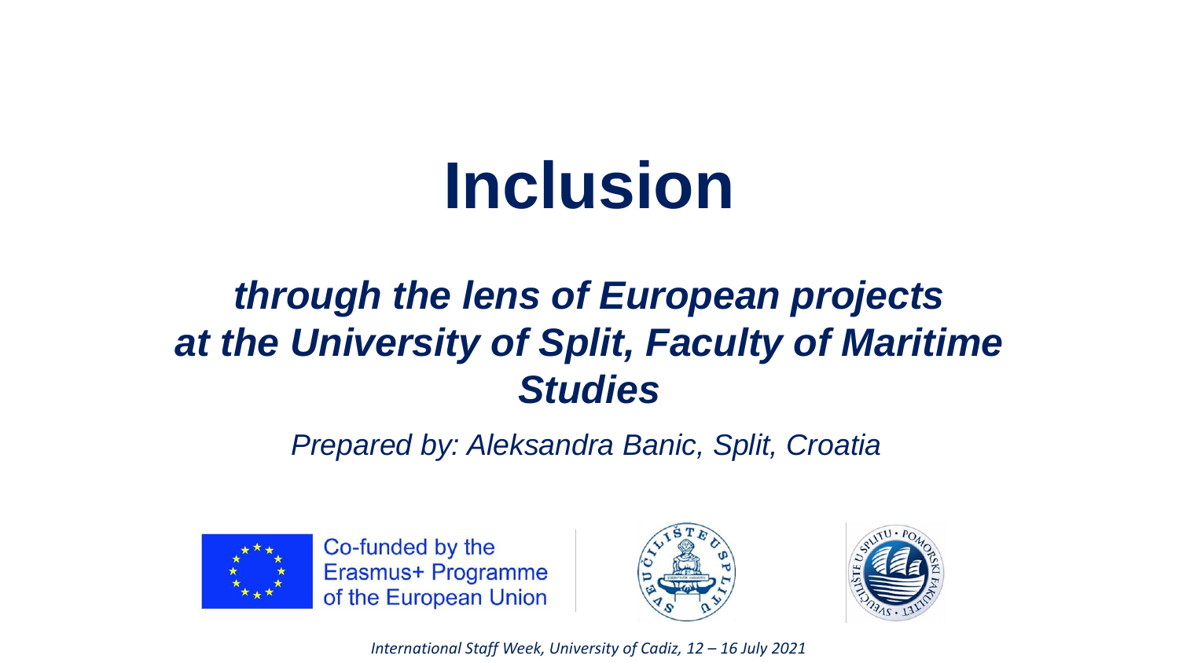# Inclusion

## *through the lens of European projects at the University of Split, Faculty of Maritime Studies*

*Prepared by: Aleksandra Banic, Split, Croatia*

Co-funded by the Erasmus+ Programme of the European Union

*International Staff Week, University of Cadiz, 12 – 16 July 2021*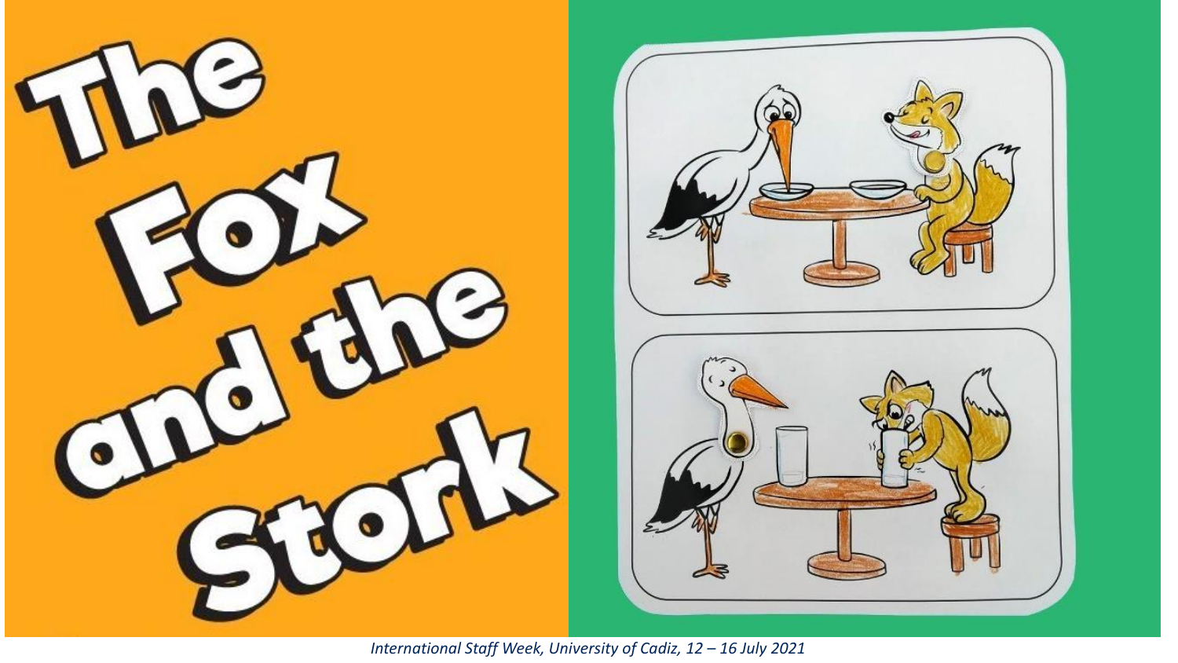# The Fox and the Stork

*International Staff Week, University of Cadiz, 12 – 16 July 2021*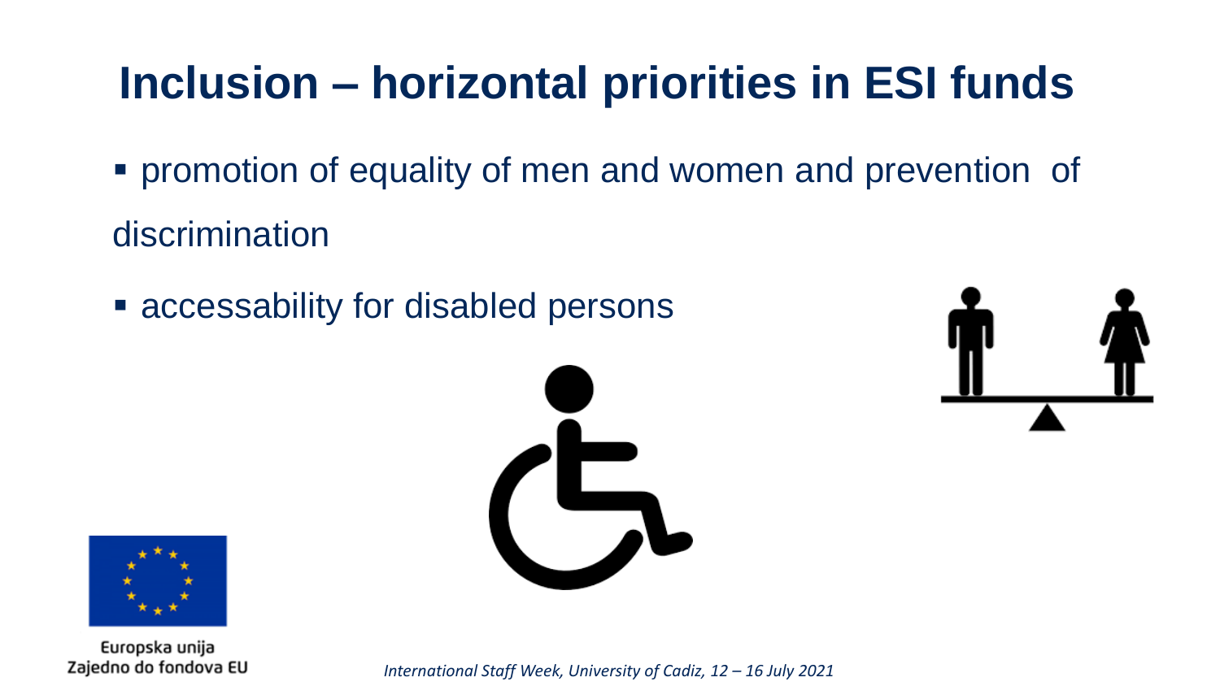# Inclusion – horizontal priorities in ESI funds

- promotion of equality of men and women and prevention of discrimination
- accessability for disabled persons

Europska unija
Zajedno do fondova EU

*International Staff Week, University of Cadiz, 12 – 16 July 2021*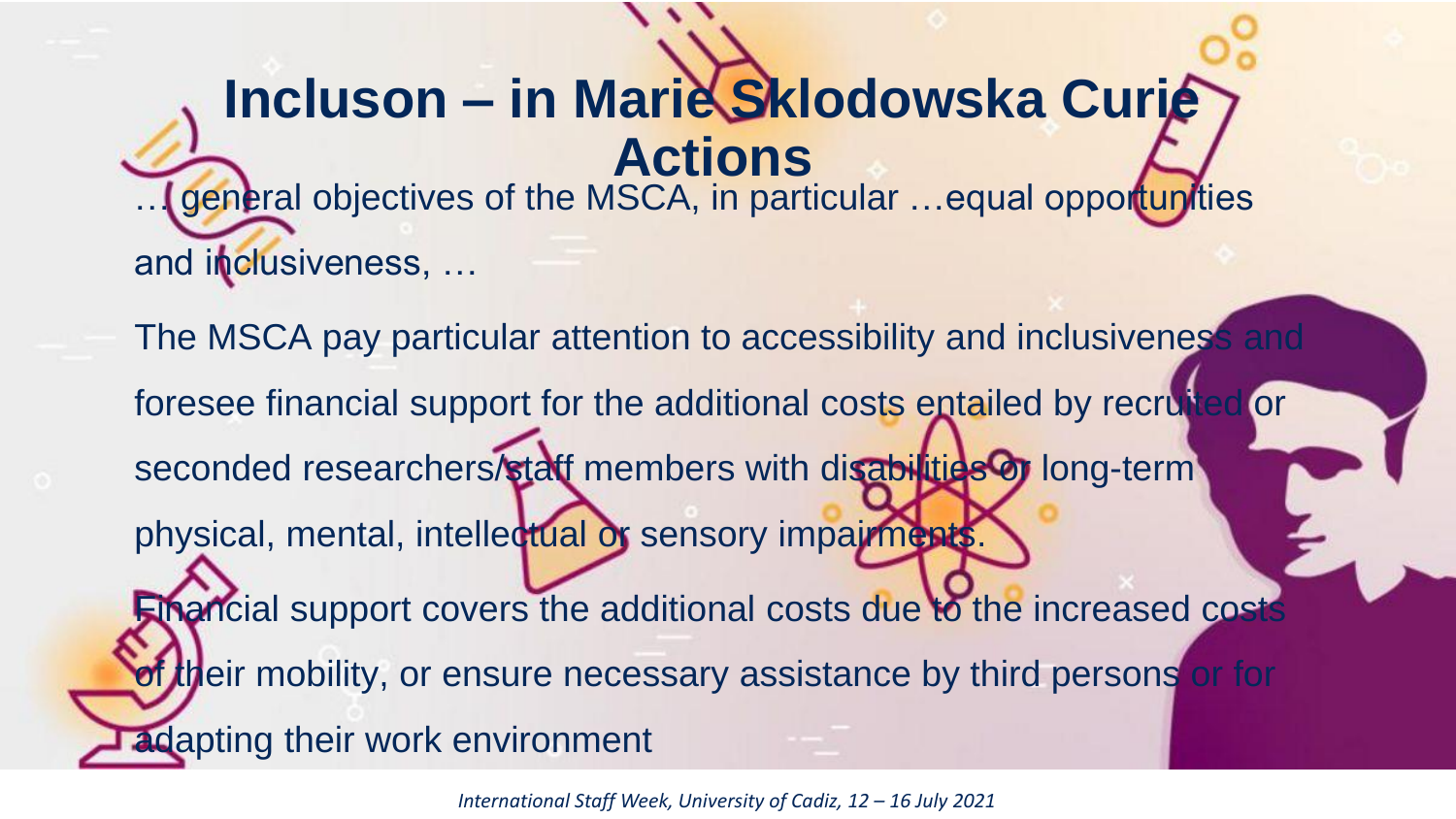# Incluson – in Marie Sklodowska Curie Actions

… general objectives of the MSCA, in particular …equal opportunities and inclusiveness, …

The MSCA pay particular attention to accessibility and inclusiveness and foresee financial support for the additional costs entailed by recruited or seconded researchers/staff members with disabilities or long-term physical, mental, intellectual or sensory impairments.

Financial support covers the additional costs due to the increased costs of their mobility, or ensure necessary assistance by third persons or for adapting their work environment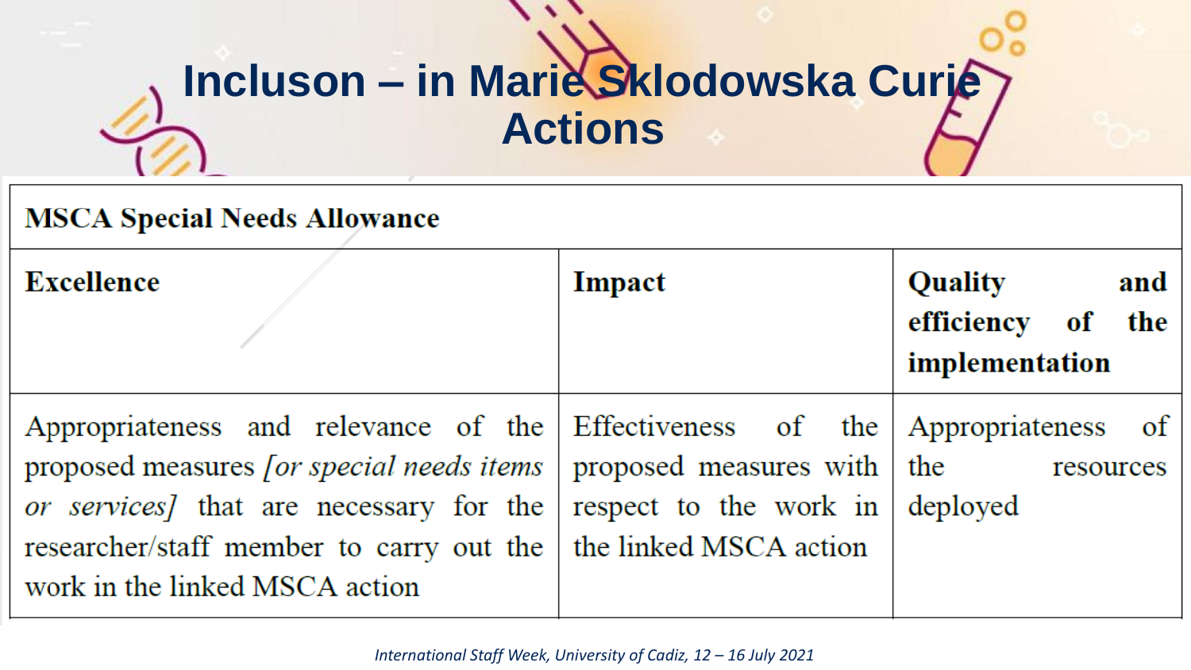# Incluson – in Marie Sklodowska Curie Actions

| MSCA Special Needs Allowance | | |
| --- | --- | --- |
| **Excellence** | **Impact** | **Quality and efficiency of the implementation** |
| Appropriateness and relevance of the proposed measures *[or special needs items or services]* that are necessary for the researcher/staff member to carry out the work in the linked MSCA action | Effectiveness of the proposed measures with respect to the work in the linked MSCA action | Appropriateness of the resources deployed |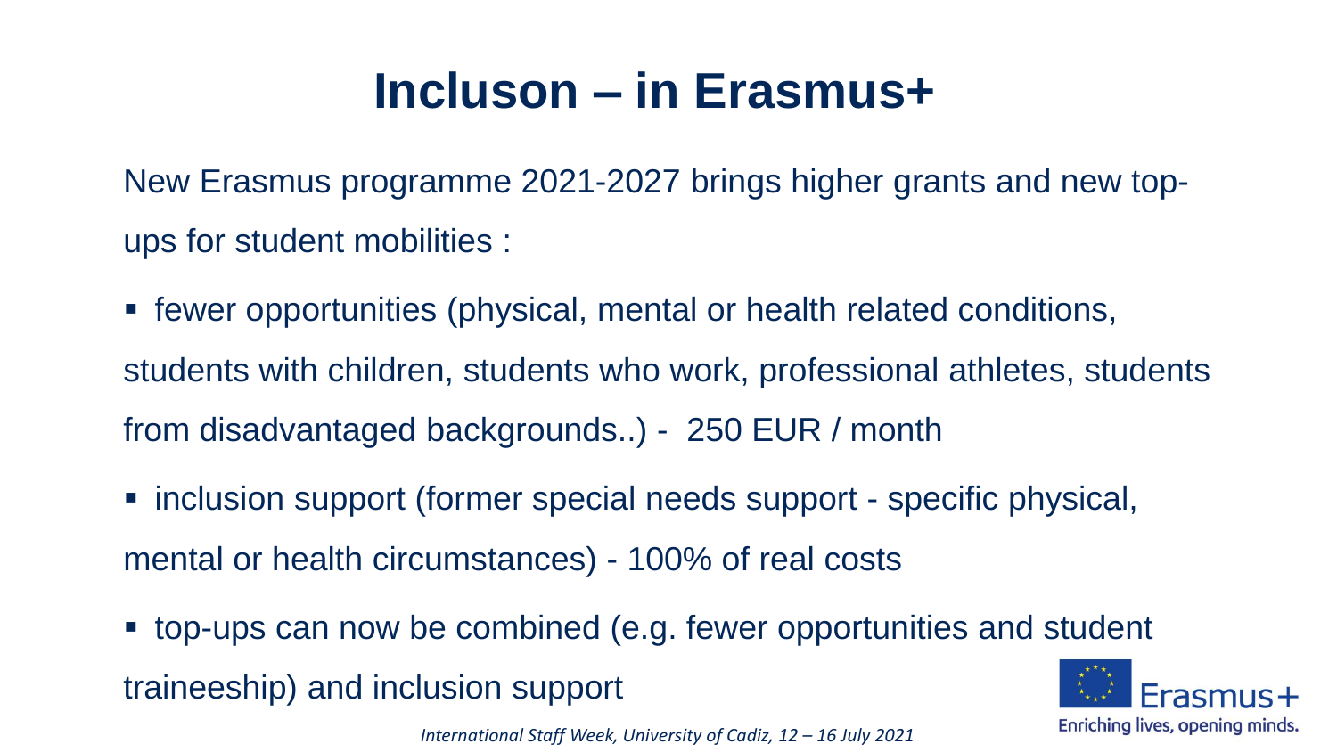# Incluson – in Erasmus+

New Erasmus programme 2021-2027 brings higher grants and new top-ups for student mobilities :

- fewer opportunities (physical, mental or health related conditions, students with children, students who work, professional athletes, students from disadvantaged backgrounds..) - 250 EUR / month
- inclusion support (former special needs support - specific physical, mental or health circumstances) - 100% of real costs
- top-ups can now be combined (e.g. fewer opportunities and student traineeship) and inclusion support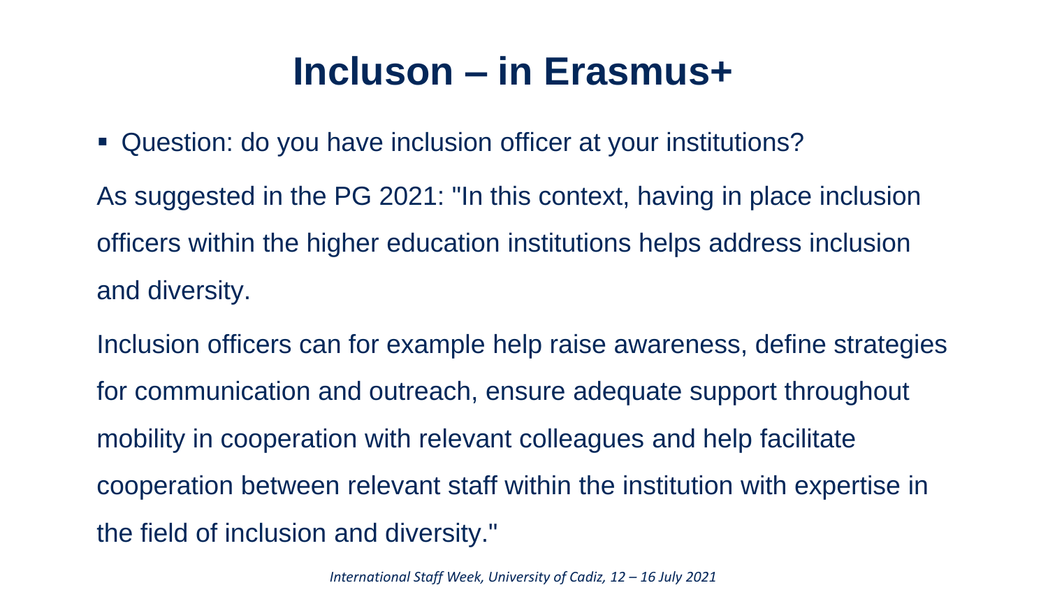# Incluson – in Erasmus+

- Question: do you have inclusion officer at your institutions?

As suggested in the PG 2021: "In this context, having in place inclusion officers within the higher education institutions helps address inclusion and diversity.

Inclusion officers can for example help raise awareness, define strategies for communication and outreach, ensure adequate support throughout mobility in cooperation with relevant colleagues and help facilitate cooperation between relevant staff within the institution with expertise in the field of inclusion and diversity."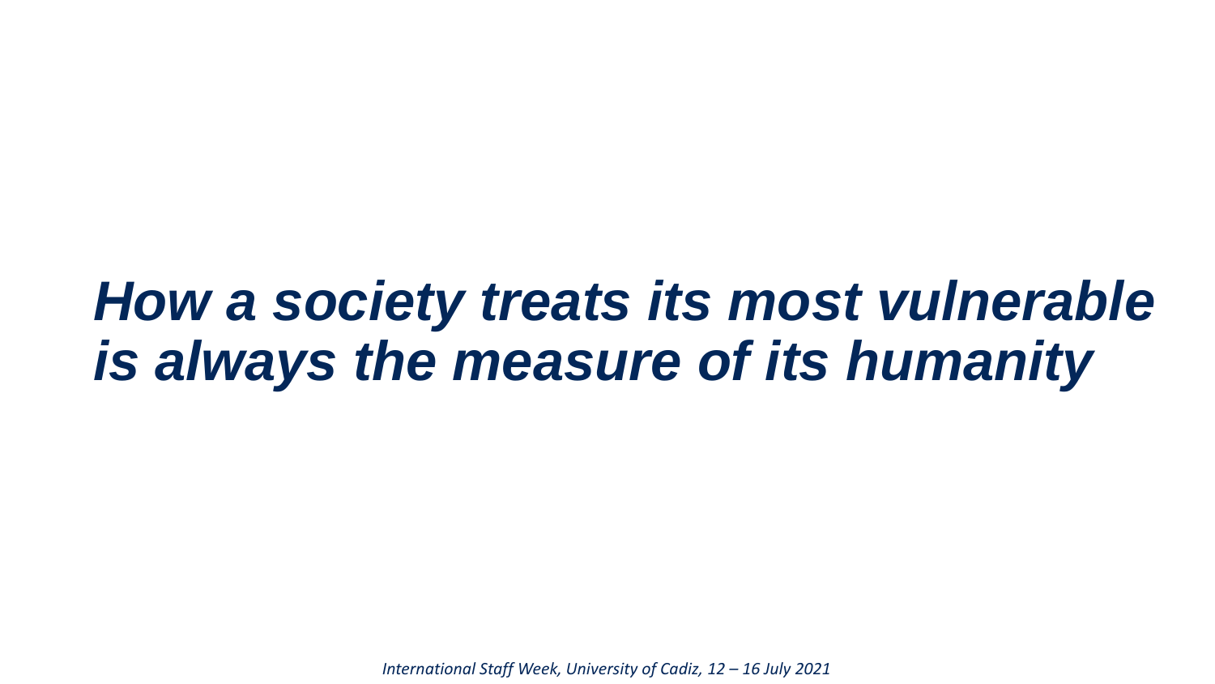***How a society treats its most vulnerable is always the measure of its humanity***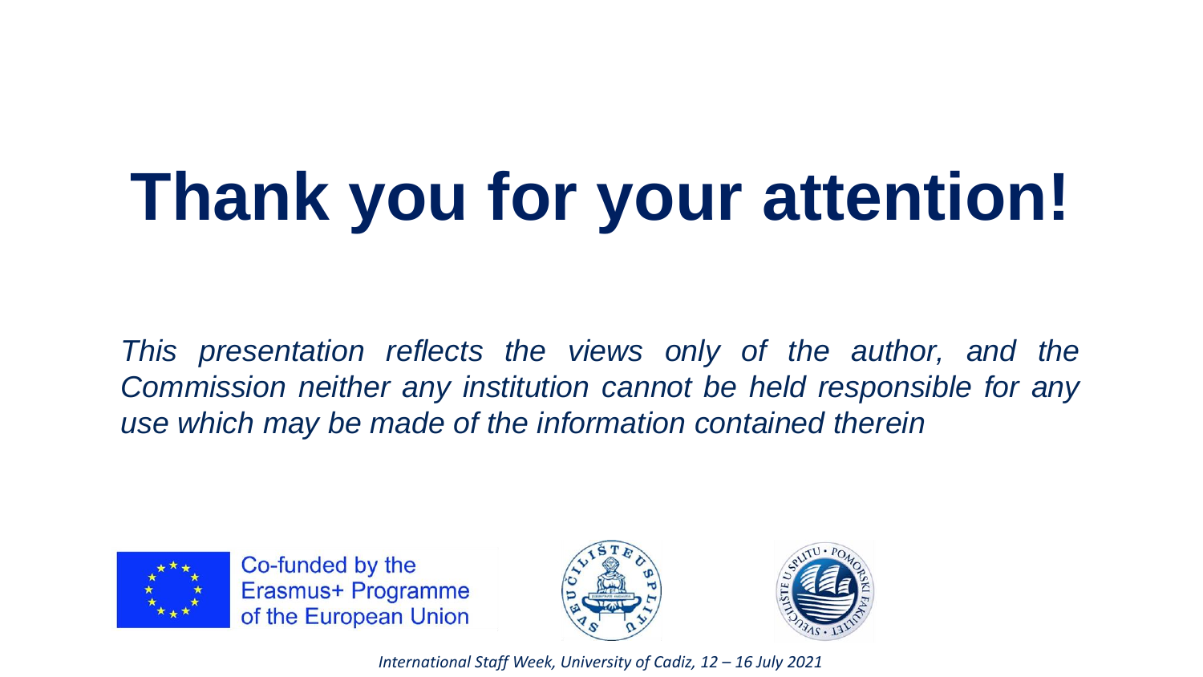# Thank you for your attention!

*This presentation reflects the views only of the author, and the Commission neither any institution cannot be held responsible for any use which may be made of the information contained therein*

Co-funded by the Erasmus+ Programme of the European Union

*International Staff Week, University of Cadiz, 12 – 16 July 2021*